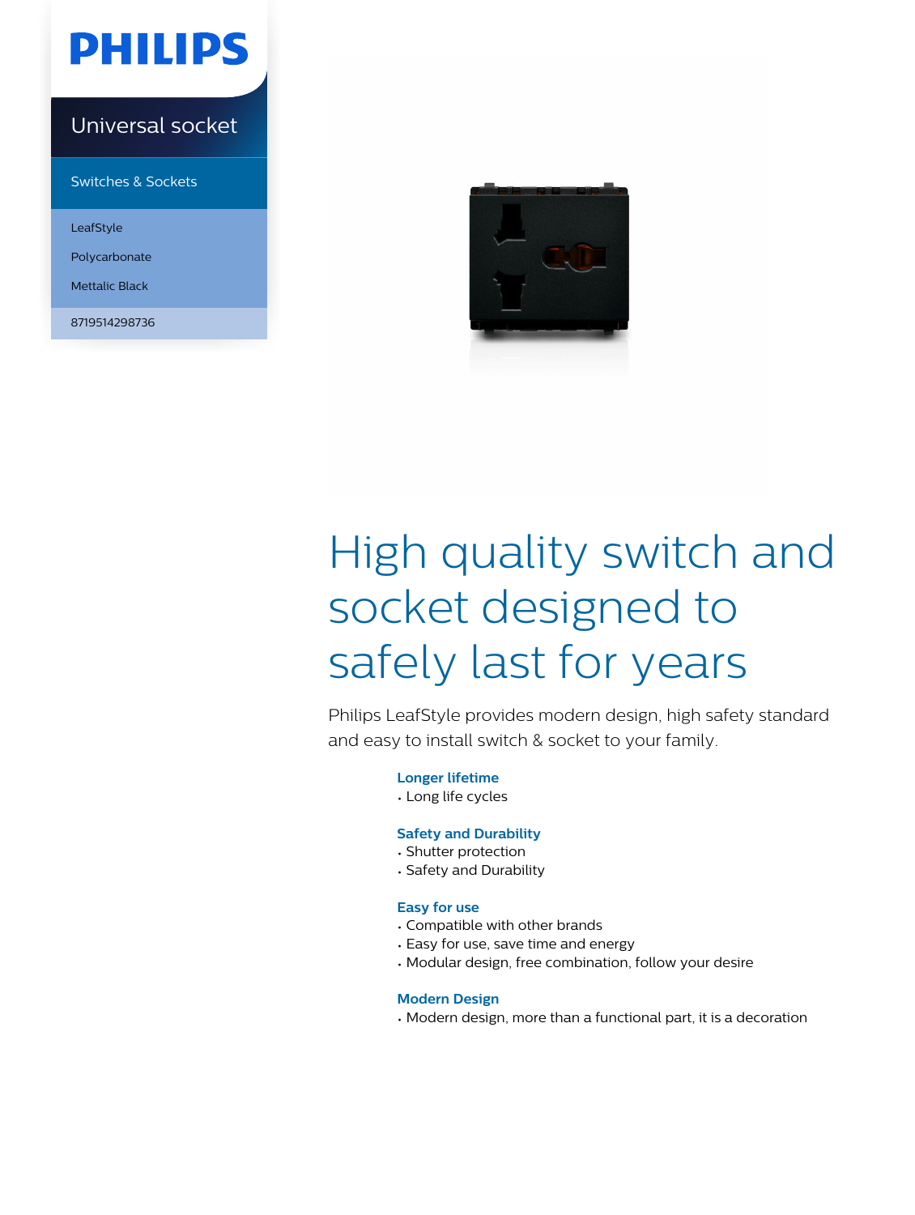PHILIPS

# Universal socket

Switches & Sockets

LeafStyle

Polycarbonate

Mettalic Black

8719514298736

# High quality switch and socket designed to safely last for years

Philips LeafStyle provides modern design, high safety standard and easy to install switch & socket to your family.

### Longer lifetime

- Long life cycles

### Safety and Durability

- Shutter protection
- Safety and Durability

### Easy for use

- Compatible with other brands
- Easy for use, save time and energy
- Modular design, free combination, follow your desire

### Modern Design

- Modern design, more than a functional part, it is a decoration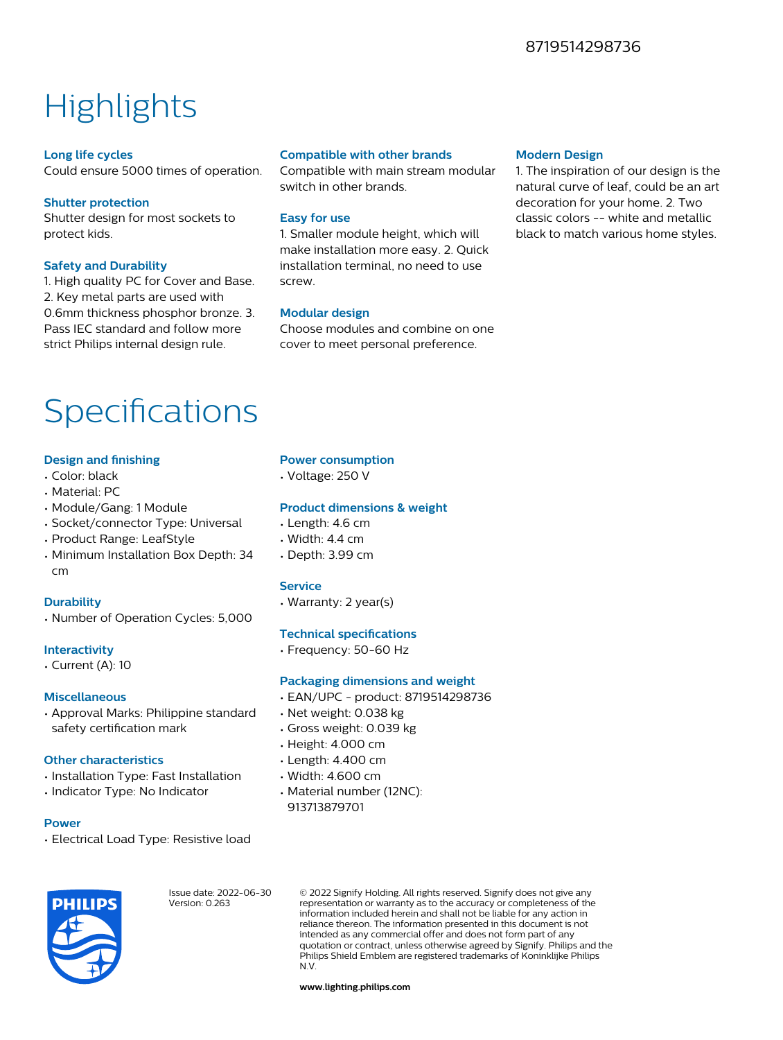8719514298736

# Highlights

### Long life cycles
Could ensure 5000 times of operation.

### Shutter protection
Shutter design for most sockets to protect kids.

### Safety and Durability
1. High quality PC for Cover and Base. 2. Key metal parts are used with 0.6mm thickness phosphor bronze. 3. Pass IEC standard and follow more strict Philips internal design rule.

### Compatible with other brands
Compatible with main stream modular switch in other brands.

### Easy for use
1. Smaller module height, which will make installation more easy. 2. Quick installation terminal, no need to use screw.

### Modular design
Choose modules and combine on one cover to meet personal preference.

### Modern Design
1. The inspiration of our design is the natural curve of leaf, could be an art decoration for your home. 2. Two classic colors -- white and metallic black to match various home styles.

# Specifications

### Design and finishing
- Color: black
- Material: PC
- Module/Gang: 1 Module
- Socket/connector Type: Universal
- Product Range: LeafStyle
- Minimum Installation Box Depth: 34 cm

### Durability
- Number of Operation Cycles: 5,000

### Interactivity
- Current (A): 10

### Miscellaneous
- Approval Marks: Philippine standard safety certification mark

### Other characteristics
- Installation Type: Fast Installation
- Indicator Type: No Indicator

### Power
- Electrical Load Type: Resistive load

### Power consumption
- Voltage: 250 V

### Product dimensions & weight
- Length: 4.6 cm
- Width: 4.4 cm
- Depth: 3.99 cm

### Service
- Warranty: 2 year(s)

### Technical specifications
- Frequency: 50-60 Hz

### Packaging dimensions and weight
- EAN/UPC - product: 8719514298736
- Net weight: 0.038 kg
- Gross weight: 0.039 kg
- Height: 4.000 cm
- Length: 4.400 cm
- Width: 4.600 cm
- Material number (12NC): 913713879701

Issue date: 2022-06-30
Version: 0.263

© 2022 Signify Holding. All rights reserved. Signify does not give any representation or warranty as to the accuracy or completeness of the information included herein and shall not be liable for any action in reliance thereon. The information presented in this document is not intended as any commercial offer and does not form part of any quotation or contract, unless otherwise agreed by Signify. Philips and the Philips Shield Emblem are registered trademarks of Koninklijke Philips N.V.

**www.lighting.philips.com**